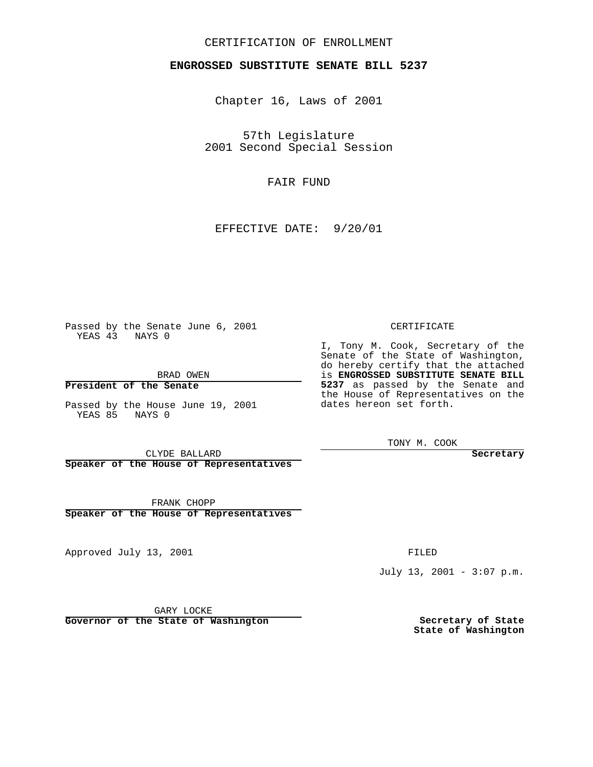CERTIFICATION OF ENROLLMENT

**ENGROSSED SUBSTITUTE SENATE BILL 5237**

Chapter 16, Laws of 2001

57th Legislature
2001 Second Special Session

FAIR FUND

EFFECTIVE DATE: 9/20/01

Passed by the Senate June 6, 2001
YEAS 43 NAYS 0

BRAD OWEN
**President of the Senate**

Passed by the House June 19, 2001
YEAS 85 NAYS 0

CLYDE BALLARD
**Speaker of the House of Representatives**

FRANK CHOPP
**Speaker of the House of Representatives**

Approved July 13, 2001

GARY LOCKE
**Governor of the State of Washington**

CERTIFICATE

I, Tony M. Cook, Secretary of the Senate of the State of Washington, do hereby certify that the attached is **ENGROSSED SUBSTITUTE SENATE BILL 5237** as passed by the Senate and the House of Representatives on the dates hereon set forth.

TONY M. COOK
**Secretary**

FILED

July 13, 2001 - 3:07 p.m.

**Secretary of State**
**State of Washington**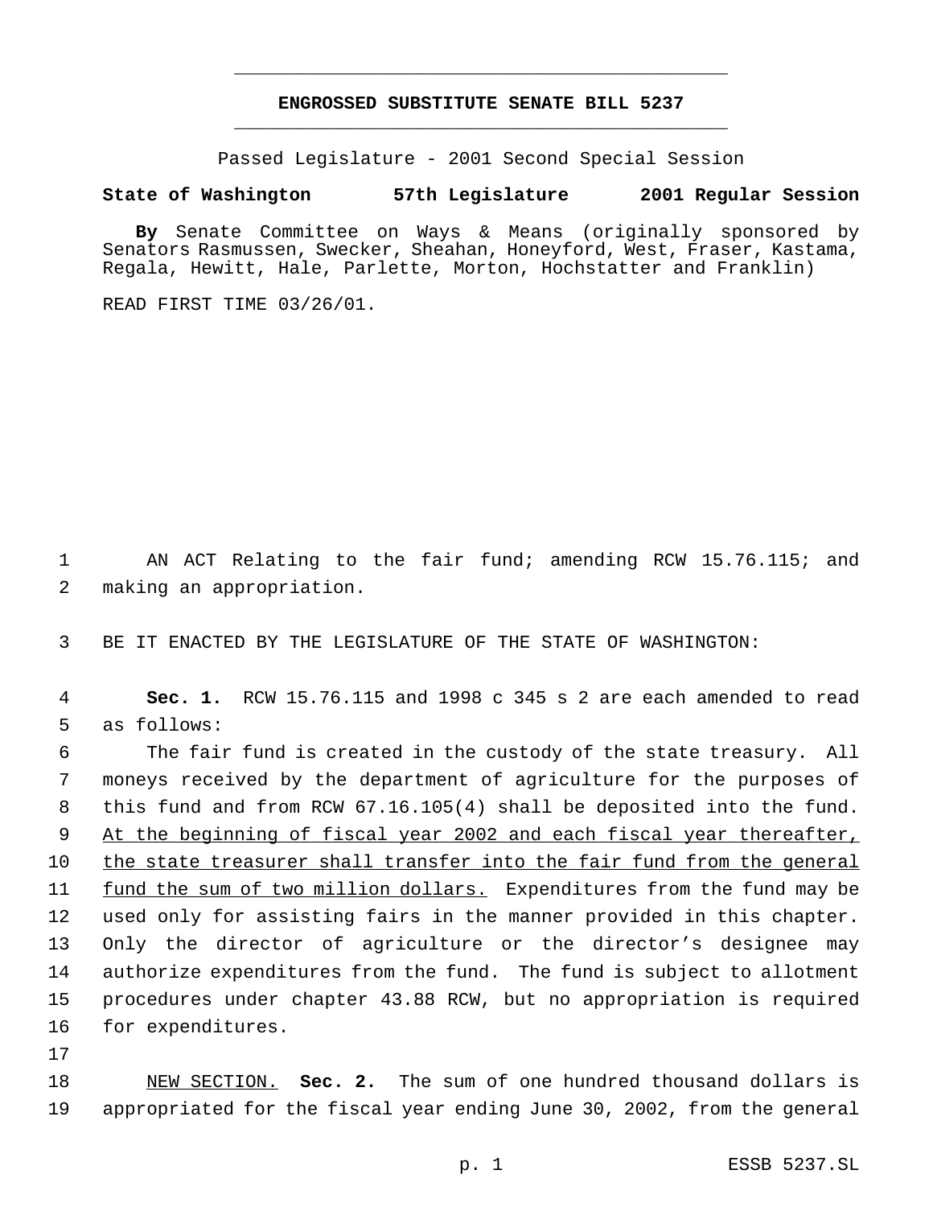## ENGROSSED SUBSTITUTE SENATE BILL 5237

Passed Legislature - 2001 Second Special Session

**State of Washington 57th Legislature 2001 Regular Session**

**By** Senate Committee on Ways & Means (originally sponsored by Senators Rasmussen, Swecker, Sheahan, Honeyford, West, Fraser, Kastama, Regala, Hewitt, Hale, Parlette, Morton, Hochstatter and Franklin)

READ FIRST TIME 03/26/01.

AN ACT Relating to the fair fund; amending RCW 15.76.115; and making an appropriation.

BE IT ENACTED BY THE LEGISLATURE OF THE STATE OF WASHINGTON:

**Sec. 1.** RCW 15.76.115 and 1998 c 345 s 2 are each amended to read as follows:

The fair fund is created in the custody of the state treasury. All moneys received by the department of agriculture for the purposes of this fund and from RCW 67.16.105(4) shall be deposited into the fund. <u>At the beginning of fiscal year 2002 and each fiscal year thereafter, the state treasurer shall transfer into the fair fund from the general fund the sum of two million dollars.</u> Expenditures from the fund may be used only for assisting fairs in the manner provided in this chapter. Only the director of agriculture or the director's designee may authorize expenditures from the fund. The fund is subject to allotment procedures under chapter 43.88 RCW, but no appropriation is required for expenditures.

<u>NEW SECTION.</u> **Sec. 2.** The sum of one hundred thousand dollars is appropriated for the fiscal year ending June 30, 2002, from the general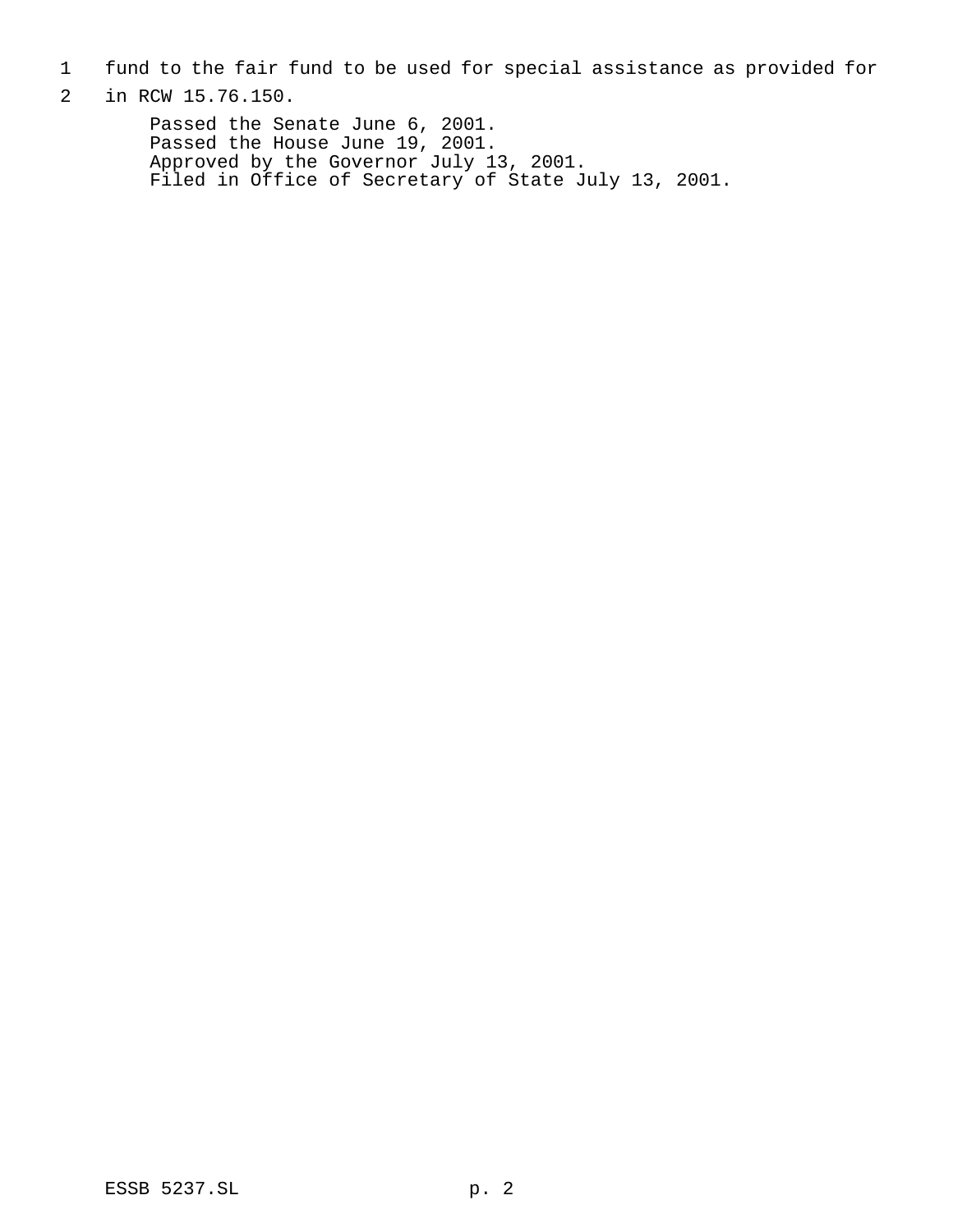fund to the fair fund to be used for special assistance as provided for in RCW 15.76.150.

Passed the Senate June 6, 2001.
Passed the House June 19, 2001.
Approved by the Governor July 13, 2001.
Filed in Office of Secretary of State July 13, 2001.